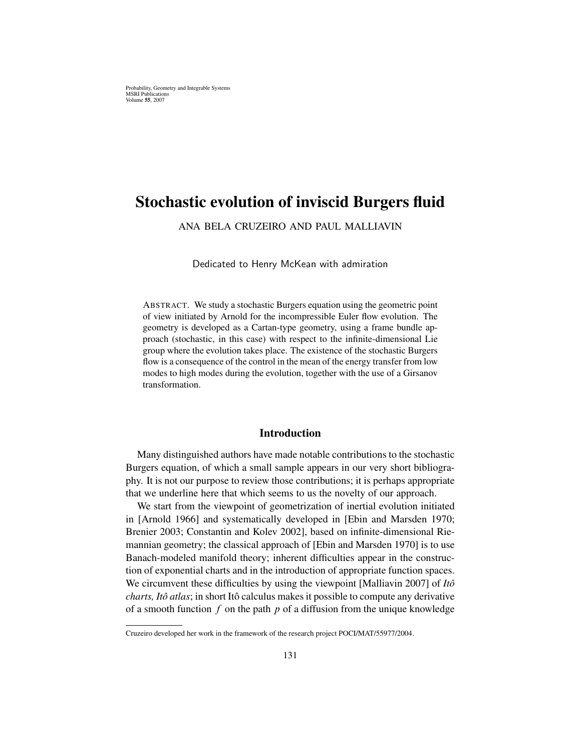# Stochastic evolution of inviscid Burgers fluid

ANA BELA CRUZEIRO AND PAUL MALLIAVIN

Dedicated to Henry McKean with admiration

ABSTRACT. We study a stochastic Burgers equation using the geometric point of view initiated by Arnold for the incompressible Euler flow evolution. The geometry is developed as a Cartan-type geometry, using a frame bundle approach (stochastic, in this case) with respect to the infinite-dimensional Lie group where the evolution takes place. The existence of the stochastic Burgers flow is a consequence of the control in the mean of the energy transfer from low modes to high modes during the evolution, together with the use of a Girsanov transformation.

## Introduction

Many distinguished authors have made notable contributions to the stochastic Burgers equation, of which a small sample appears in our very short bibliography. It is not our purpose to review those contributions; it is perhaps appropriate that we underline here that which seems to us the novelty of our approach.

We start from the viewpoint of geometrization of inertial evolution initiated in [Arnold 1966] and systematically developed in [Ebin and Marsden 1970; Brenier 2003; Constantin and Kolev 2002], based on infinite-dimensional Riemannian geometry; the classical approach of [Ebin and Marsden 1970] is to use Banach-modeled manifold theory; inherent difficulties appear in the construction of exponential charts and in the introduction of appropriate function spaces. We circumvent these difficulties by using the viewpoint [Malliavin 2007] of *Itô charts, Itô atlas*; in short Itô calculus makes it possible to compute any derivative of a smooth function $f$ on the path $p$ of a diffusion from the unique knowledge

---

Cruzeiro developed her work in the framework of the research project POCI/MAT/55977/2004.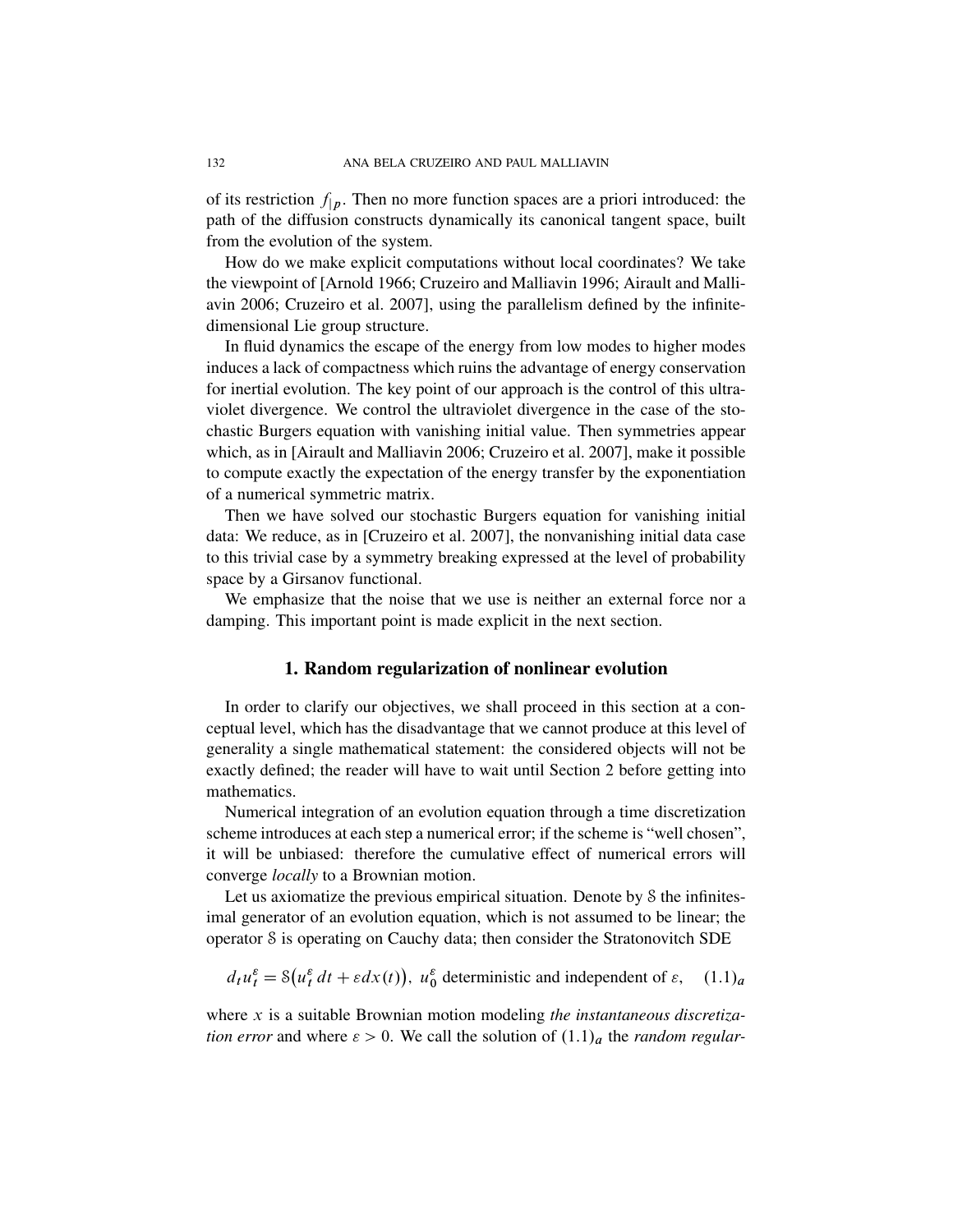of its restriction $f_{|p}$. Then no more function spaces are a priori introduced: the path of the diffusion constructs dynamically its canonical tangent space, built from the evolution of the system.

How do we make explicit computations without local coordinates? We take the viewpoint of [Arnold 1966; Cruzeiro and Malliavin 1996; Airault and Malliavin 2006; Cruzeiro et al. 2007], using the parallelism defined by the infinite-dimensional Lie group structure.

In fluid dynamics the escape of the energy from low modes to higher modes induces a lack of compactness which ruins the advantage of energy conservation for inertial evolution. The key point of our approach is the control of this ultraviolet divergence. We control the ultraviolet divergence in the case of the stochastic Burgers equation with vanishing initial value. Then symmetries appear which, as in [Airault and Malliavin 2006; Cruzeiro et al. 2007], make it possible to compute exactly the expectation of the energy transfer by the exponentiation of a numerical symmetric matrix.

Then we have solved our stochastic Burgers equation for vanishing initial data: We reduce, as in [Cruzeiro et al. 2007], the nonvanishing initial data case to this trivial case by a symmetry breaking expressed at the level of probability space by a Girsanov functional.

We emphasize that the noise that we use is neither an external force nor a damping. This important point is made explicit in the next section.

## 1. Random regularization of nonlinear evolution

In order to clarify our objectives, we shall proceed in this section at a conceptual level, which has the disadvantage that we cannot produce at this level of generality a single mathematical statement: the considered objects will not be exactly defined; the reader will have to wait until Section 2 before getting into mathematics.

Numerical integration of an evolution equation through a time discretization scheme introduces at each step a numerical error; if the scheme is "well chosen", it will be unbiased: therefore the cumulative effect of numerical errors will converge *locally* to a Brownian motion.

Let us axiomatize the previous empirical situation. Denote by $\mathcal{S}$ the infinitesimal generator of an evolution equation, which is not assumed to be linear; the operator $\mathcal{S}$ is operating on Cauchy data; then consider the Stratonovitch SDE

$$d_t u_t^\varepsilon = \mathcal{S}\big(u_t^\varepsilon\, dt + \varepsilon dx(t)\big),\ u_0^\varepsilon \text{ deterministic and independent of } \varepsilon, \quad (1.1)_a$$

where $x$ is a suitable Brownian motion modeling *the instantaneous discretization error* and where $\varepsilon > 0$. We call the solution of $(1.1)_a$ the *random regular-*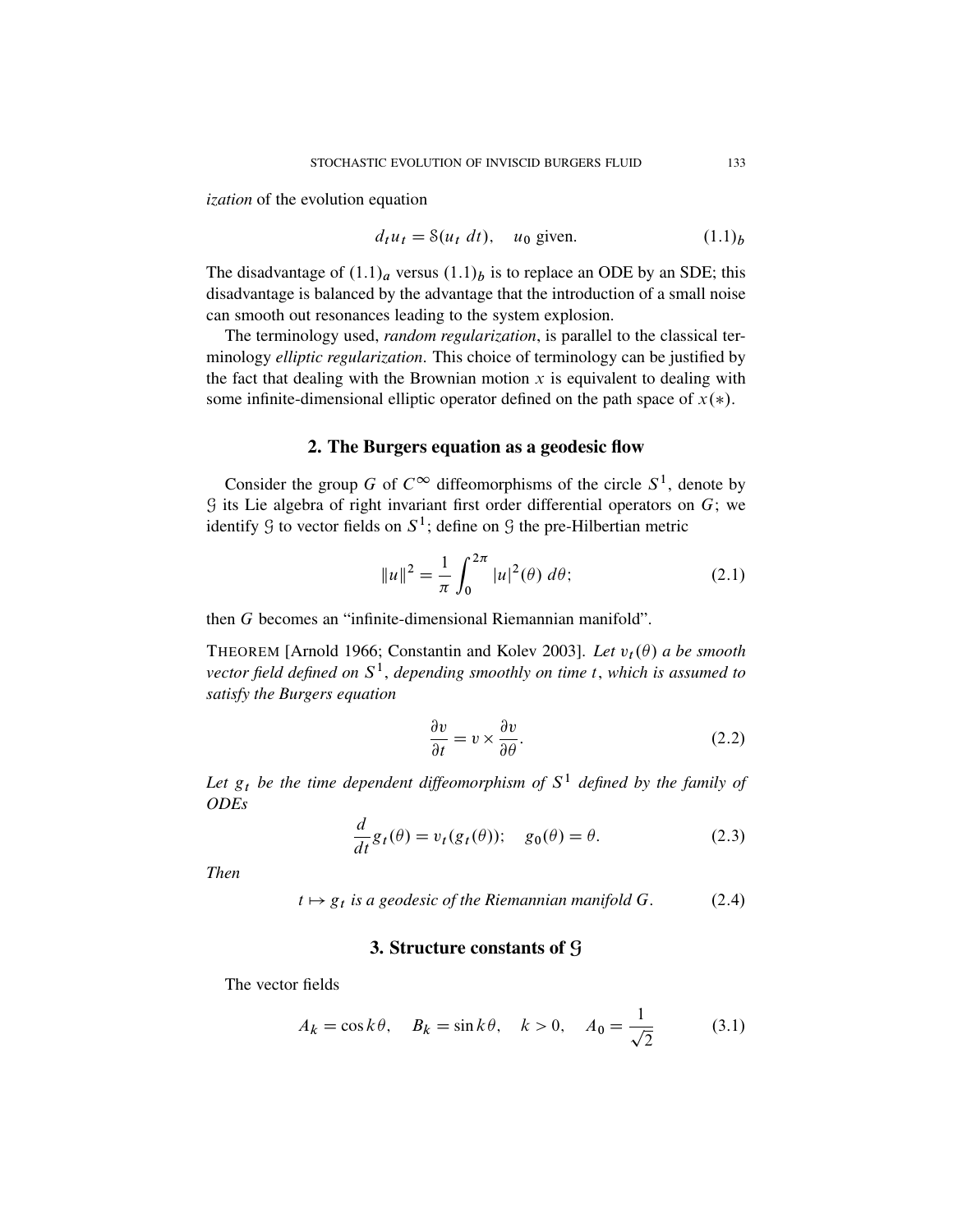*ization* of the evolution equation

$$d_t u_t = \mathcal{S}(u_t\ dt), \quad u_0 \text{ given.} \tag{1.1$_b$}$$

The disadvantage of $(1.1)_a$ versus $(1.1)_b$ is to replace an ODE by an SDE; this disadvantage is balanced by the advantage that the introduction of a small noise can smooth out resonances leading to the system explosion.

The terminology used, *random regularization*, is parallel to the classical terminology *elliptic regularization*. This choice of terminology can be justified by the fact that dealing with the Brownian motion $x$ is equivalent to dealing with some infinite-dimensional elliptic operator defined on the path space of $x(*)$.

## 2. The Burgers equation as a geodesic flow

Consider the group $G$ of $C^\infty$ diffeomorphisms of the circle $S^1$, denote by $\mathcal{G}$ its Lie algebra of right invariant first order differential operators on $G$; we identify $\mathcal{G}$ to vector fields on $S^1$; define on $\mathcal{G}$ the pre-Hilbertian metric

$$\|u\|^2 = \frac{1}{\pi} \int_0^{2\pi} |u|^2(\theta)\ d\theta; \tag{2.1}$$

then $G$ becomes an "infinite-dimensional Riemannian manifold".

THEOREM [Arnold 1966; Constantin and Kolev 2003]. *Let $v_t(\theta)$ a be smooth vector field defined on $S^1$, depending smoothly on time $t$, which is assumed to satisfy the Burgers equation*

$$\frac{\partial v}{\partial t} = v \times \frac{\partial v}{\partial \theta}. \tag{2.2}$$

*Let $g_t$ be the time dependent diffeomorphism of $S^1$ defined by the family of ODEs*

$$\frac{d}{dt} g_t(\theta) = v_t(g_t(\theta)); \quad g_0(\theta) = \theta. \tag{2.3}$$

*Then*

$$t \mapsto g_t \text{ is a geodesic of the Riemannian manifold } G. \tag{2.4}$$

## 3. Structure constants of $\mathcal{G}$

The vector fields

$$A_k = \cos k\theta, \quad B_k = \sin k\theta, \quad k > 0, \quad A_0 = \frac{1}{\sqrt{2}} \tag{3.1}$$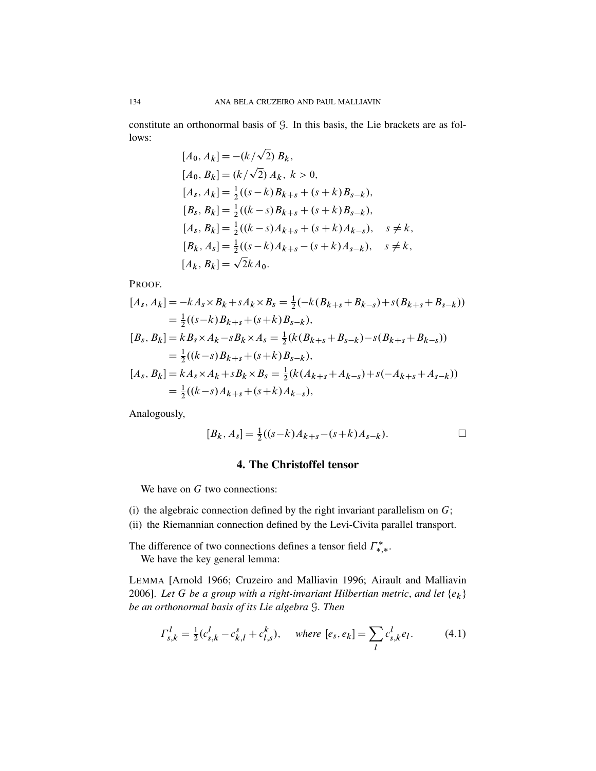constitute an orthonormal basis of $\mathcal{G}$. In this basis, the Lie brackets are as follows:

$$
\begin{aligned}
[A_0, A_k] &= -(k/\sqrt{2})\, B_k, \\
[A_0, B_k] &= (k/\sqrt{2})\, A_k,\ k > 0, \\
[A_s, A_k] &= \tfrac{1}{2}((s-k)B_{k+s} + (s+k)B_{s-k}), \\
[B_s, B_k] &= \tfrac{1}{2}((k-s)B_{k+s} + (s+k)B_{s-k}), \\
[A_s, B_k] &= \tfrac{1}{2}((k-s)A_{k+s} + (s+k)A_{k-s}), \quad s \neq k, \\
[B_k, A_s] &= \tfrac{1}{2}((s-k)A_{k+s} - (s+k)A_{s-k}), \quad s \neq k, \\
[A_k, B_k] &= \sqrt{2}kA_0.
\end{aligned}
$$

PROOF.

$$
\begin{aligned}
[A_s, A_k] &= -kA_s \times B_k + sA_k \times B_s = \tfrac{1}{2}(-k(B_{k+s} + B_{k-s}) + s(B_{k+s} + B_{s-k})) \\
&= \tfrac{1}{2}((s-k)B_{k+s} + (s+k)B_{s-k}), \\
[B_s, B_k] &= kB_s \times A_k - sB_k \times A_s = \tfrac{1}{2}(k(B_{k+s} + B_{s-k}) - s(B_{k+s} + B_{k-s})) \\
&= \tfrac{1}{2}((k-s)B_{k+s} + (s+k)B_{s-k}), \\
[A_s, B_k] &= kA_s \times A_k + sB_k \times B_s = \tfrac{1}{2}(k(A_{k+s} + A_{k-s}) + s(-A_{k+s} + A_{s-k})) \\
&= \tfrac{1}{2}((k-s)A_{k+s} + (s+k)A_{k-s}),
\end{aligned}
$$

Analogously,

$$
[B_k, A_s] = \tfrac{1}{2}((s-k)A_{k+s} - (s+k)A_{s-k}). \qquad \square
$$

## 4. The Christoffel tensor

We have on $G$ two connections:

(i) the algebraic connection defined by the right invariant parallelism on $G$;
(ii) the Riemannian connection defined by the Levi-Civita parallel transport.

The difference of two connections defines a tensor field $\Gamma^{*}_{*,*}$.

We have the key general lemma:

LEMMA [Arnold 1966; Cruzeiro and Malliavin 1996; Airault and Malliavin 2006]. *Let $G$ be a group with a right-invariant Hilbertian metric, and let $\{e_k\}$ be an orthonormal basis of its Lie algebra $\mathcal{G}$. Then*

$$
\Gamma^{l}_{s,k} = \tfrac{1}{2}(c^{l}_{s,k} - c^{s}_{k,l} + c^{k}_{l,s}), \quad \textit{where } [e_s, e_k] = \sum_{l} c^{l}_{s,k} e_l. \tag{4.1}
$$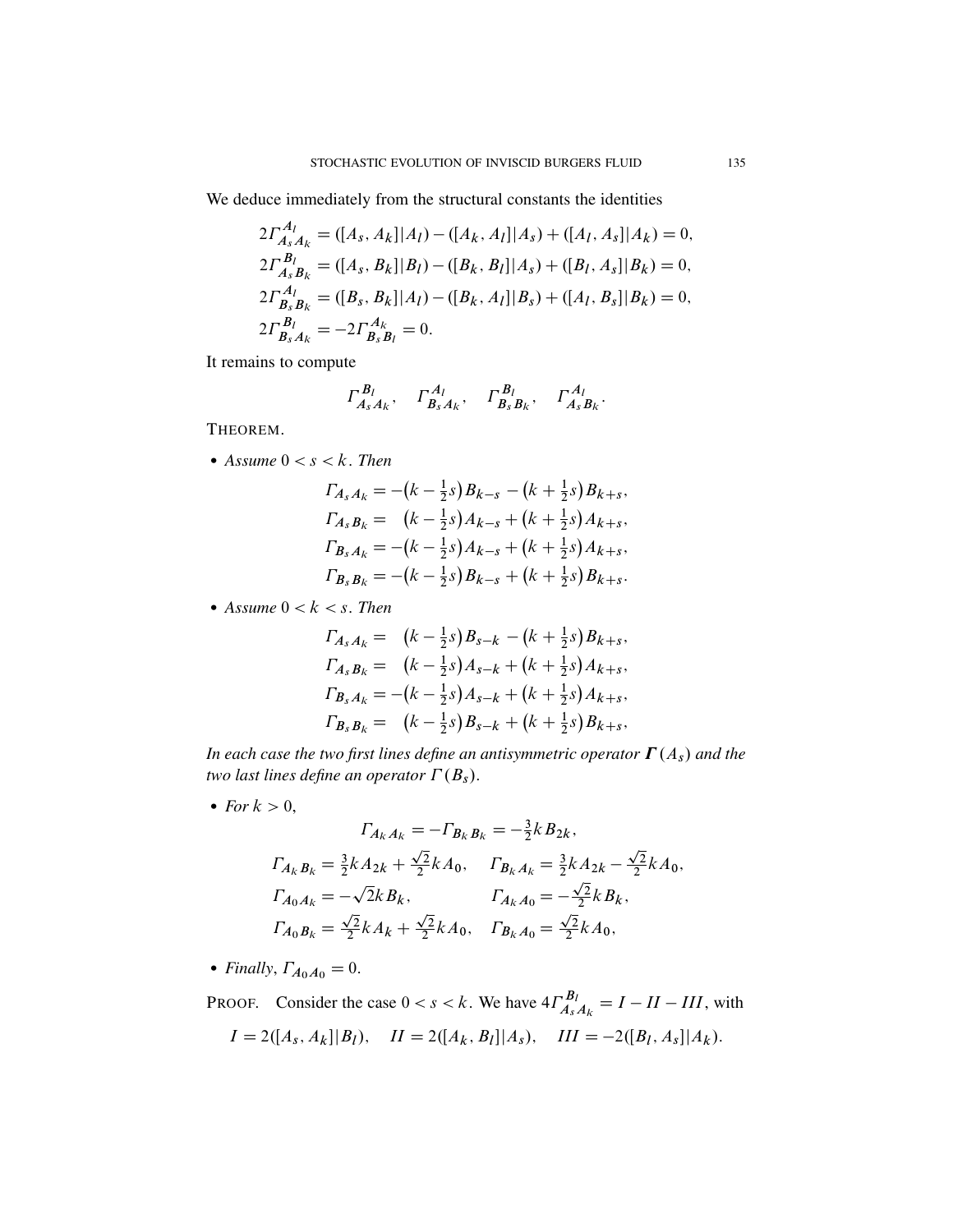We deduce immediately from the structural constants the identities

$$
\begin{aligned}
2\Gamma^{A_l}_{A_s A_k} &= ([A_s, A_k]|A_l) - ([A_k, A_l]|A_s) + ([A_l, A_s]|A_k) = 0,\\
2\Gamma^{B_l}_{A_s B_k} &= ([A_s, B_k]|B_l) - ([B_k, B_l]|A_s) + ([B_l, A_s]|B_k) = 0,\\
2\Gamma^{A_l}_{B_s B_k} &= ([B_s, B_k]|A_l) - ([B_k, A_l]|B_s) + ([A_l, B_s]|B_k) = 0,\\
2\Gamma^{B_l}_{B_s A_k} &= -2\Gamma^{A_k}_{B_s B_l} = 0.
\end{aligned}
$$

It remains to compute

$$
\Gamma^{B_l}_{A_s A_k}, \quad \Gamma^{A_l}_{B_s A_k}, \quad \Gamma^{B_l}_{B_s B_k}, \quad \Gamma^{A_l}_{A_s B_k}.
$$

THEOREM.

- *Assume* $0 < s < k$. *Then*

$$
\begin{aligned}
\Gamma_{A_s A_k} &= -\left(k - \tfrac{1}{2}s\right) B_{k-s} - \left(k + \tfrac{1}{2}s\right) B_{k+s},\\
\Gamma_{A_s B_k} &= \phantom{-}\left(k - \tfrac{1}{2}s\right) A_{k-s} + \left(k + \tfrac{1}{2}s\right) A_{k+s},\\
\Gamma_{B_s A_k} &= -\left(k - \tfrac{1}{2}s\right) A_{k-s} + \left(k + \tfrac{1}{2}s\right) A_{k+s},\\
\Gamma_{B_s B_k} &= -\left(k - \tfrac{1}{2}s\right) B_{k-s} + \left(k + \tfrac{1}{2}s\right) B_{k+s}.
\end{aligned}
$$

- *Assume* $0 < k < s$. *Then*

$$
\begin{aligned}
\Gamma_{A_s A_k} &= \phantom{-}\left(k - \tfrac{1}{2}s\right) B_{s-k} - \left(k + \tfrac{1}{2}s\right) B_{k+s},\\
\Gamma_{A_s B_k} &= \phantom{-}\left(k - \tfrac{1}{2}s\right) A_{s-k} + \left(k + \tfrac{1}{2}s\right) A_{k+s},\\
\Gamma_{B_s A_k} &= -\left(k - \tfrac{1}{2}s\right) A_{s-k} + \left(k + \tfrac{1}{2}s\right) A_{k+s},\\
\Gamma_{B_s B_k} &= \phantom{-}\left(k - \tfrac{1}{2}s\right) B_{s-k} + \left(k + \tfrac{1}{2}s\right) B_{k+s},
\end{aligned}
$$

*In each case the two first lines define an antisymmetric operator* $\boldsymbol{\Gamma}(A_s)$ *and the two last lines define an operator* $\Gamma(B_s)$.

- *For* $k > 0$,

$$
\Gamma_{A_k A_k} = -\Gamma_{B_k B_k} = -\tfrac{3}{2} k B_{2k},
$$

$$
\begin{aligned}
\Gamma_{A_k B_k} &= \tfrac{3}{2} k A_{2k} + \tfrac{\sqrt{2}}{2} k A_0, &\quad \Gamma_{B_k A_k} &= \tfrac{3}{2} k A_{2k} - \tfrac{\sqrt{2}}{2} k A_0,\\
\Gamma_{A_0 A_k} &= -\sqrt{2} k B_k, &\quad \Gamma_{A_k A_0} &= -\tfrac{\sqrt{2}}{2} k B_k,\\
\Gamma_{A_0 B_k} &= \tfrac{\sqrt{2}}{2} k A_k + \tfrac{\sqrt{2}}{2} k A_0, &\quad \Gamma_{B_k A_0} &= \tfrac{\sqrt{2}}{2} k A_0,
\end{aligned}
$$

- *Finally*, $\Gamma_{A_0 A_0} = 0$.

PROOF. Consider the case $0 < s < k$. We have $4\Gamma^{B_l}_{A_s A_k} = I - II - III$, with

$$
I = 2([A_s, A_k]|B_l), \quad II = 2([A_k, B_l]|A_s), \quad III = -2([B_l, A_s]|A_k).
$$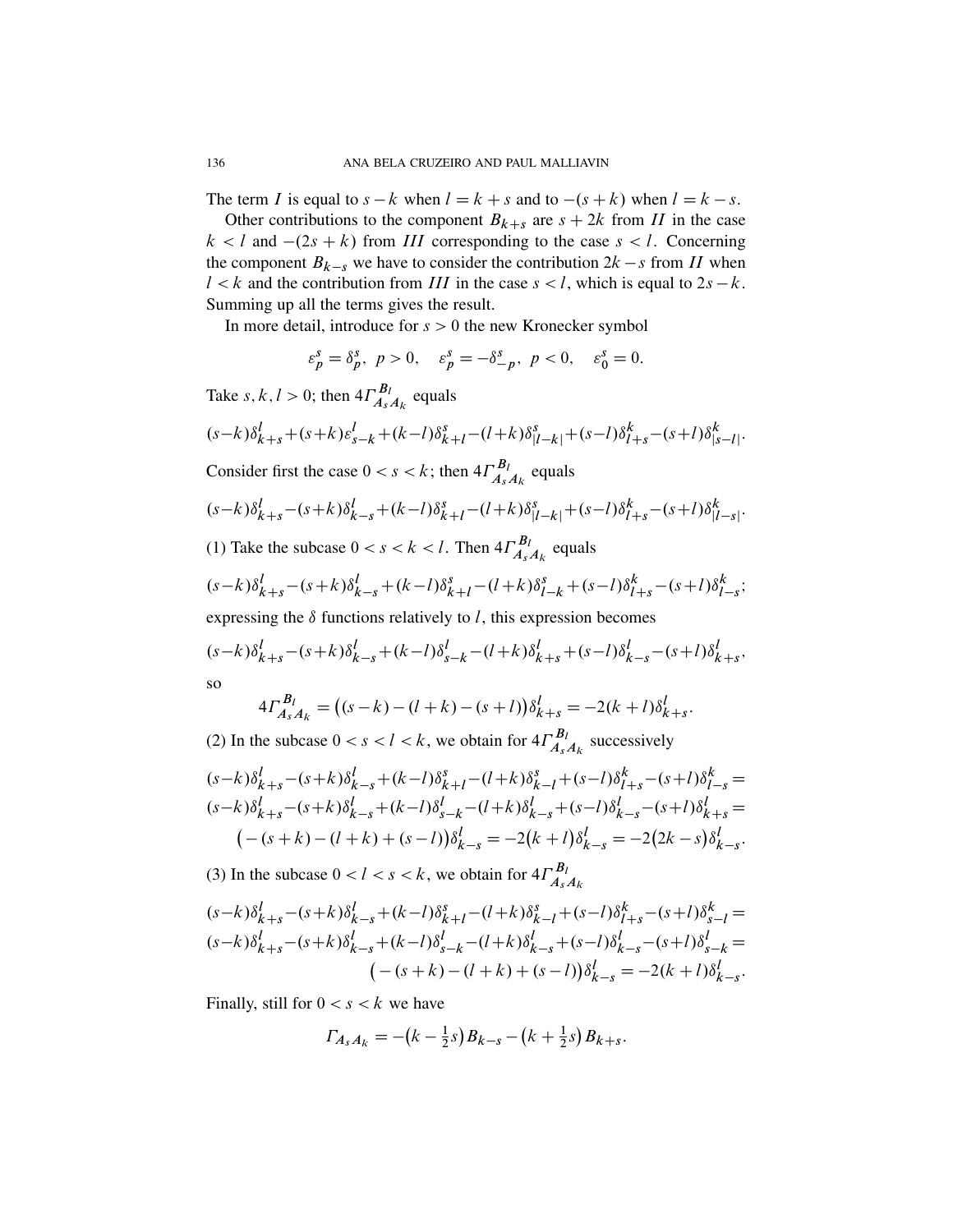The term $I$ is equal to $s-k$ when $l=k+s$ and to $-(s+k)$ when $l=k-s$.

Other contributions to the component $B_{k+s}$ are $s+2k$ from $II$ in the case $k<l$ and $-(2s+k)$ from $III$ corresponding to the case $s<l$. Concerning the component $B_{k-s}$ we have to consider the contribution $2k-s$ from $II$ when $l<k$ and the contribution from $III$ in the case $s<l$, which is equal to $2s-k$. Summing up all the terms gives the result.

In more detail, introduce for $s>0$ the new Kronecker symbol

$$\varepsilon_p^s = \delta_p^s,\ \ p>0, \quad \varepsilon_p^s = -\delta_{-p}^s,\ \ p<0, \quad \varepsilon_0^s = 0.$$

Take $s,k,l>0$; then $4\Gamma_{A_sA_k}^{B_l}$ equals

$$(s-k)\delta_{k+s}^l+(s+k)\varepsilon_{s-k}^l+(k-l)\delta_{k+l}^s-(l+k)\delta_{|l-k|}^s+(s-l)\delta_{l+s}^k-(s+l)\delta_{|s-l|}^k.$$

Consider first the case $0<s<k$; then $4\Gamma_{A_sA_k}^{B_l}$ equals

$$(s-k)\delta_{k+s}^l-(s+k)\delta_{k-s}^l+(k-l)\delta_{k+l}^s-(l+k)\delta_{|l-k|}^s+(s-l)\delta_{l+s}^k-(s+l)\delta_{|l-s|}^k.$$

(1) Take the subcase $0<s<k<l$. Then $4\Gamma_{A_sA_k}^{B_l}$ equals

$$(s-k)\delta_{k+s}^l-(s+k)\delta_{k-s}^l+(k-l)\delta_{k+l}^s-(l+k)\delta_{l-k}^s+(s-l)\delta_{l+s}^k-(s+l)\delta_{l-s}^k;$$

expressing the $\delta$ functions relatively to $l$, this expression becomes

$$(s-k)\delta_{k+s}^l-(s+k)\delta_{k-s}^l+(k-l)\delta_{s-k}^l-(l+k)\delta_{k+s}^l+(s-l)\delta_{k-s}^l-(s+l)\delta_{k+s}^l,$$

so

$$4\Gamma_{A_sA_k}^{B_l} = \big((s-k)-(l+k)-(s+l)\big)\delta_{k+s}^l = -2(k+l)\delta_{k+s}^l.$$

(2) In the subcase $0<s<l<k$, we obtain for $4\Gamma_{A_sA_k}^{B_l}$ successively

$$\begin{aligned}
&(s-k)\delta_{k+s}^l-(s+k)\delta_{k-s}^l+(k-l)\delta_{k+l}^s-(l+k)\delta_{k-l}^s+(s-l)\delta_{l+s}^k-(s+l)\delta_{l-s}^k = \\
&(s-k)\delta_{k+s}^l-(s+k)\delta_{k-s}^l+(k-l)\delta_{s-k}^l-(l+k)\delta_{k-s}^l+(s-l)\delta_{k-s}^l-(s+l)\delta_{k+s}^l = \\
&\quad \big(-(s+k)-(l+k)+(s-l)\big)\delta_{k-s}^l = -2\big(k+l\big)\delta_{k-s}^l = -2\big(2k-s\big)\delta_{k-s}^l.
\end{aligned}$$

(3) In the subcase $0<l<s<k$, we obtain for $4\Gamma_{A_sA_k}^{B_l}$

$$\begin{aligned}
&(s-k)\delta_{k+s}^l-(s+k)\delta_{k-s}^l+(k-l)\delta_{k+l}^s-(l+k)\delta_{k-l}^s+(s-l)\delta_{l+s}^k-(s+l)\delta_{s-l}^k = \\
&(s-k)\delta_{k+s}^l-(s+k)\delta_{k-s}^l+(k-l)\delta_{s-k}^l-(l+k)\delta_{k-s}^l+(s-l)\delta_{k-s}^l-(s+l)\delta_{s-k}^l = \\
&\qquad\qquad \big(-(s+k)-(l+k)+(s-l)\big)\delta_{k-s}^l = -2(k+l)\delta_{k-s}^l.
\end{aligned}$$

Finally, still for $0<s<k$ we have

$$\Gamma_{A_sA_k} = -\big(k-\tfrac{1}{2}s\big)B_{k-s} - \big(k+\tfrac{1}{2}s\big)B_{k+s}.$$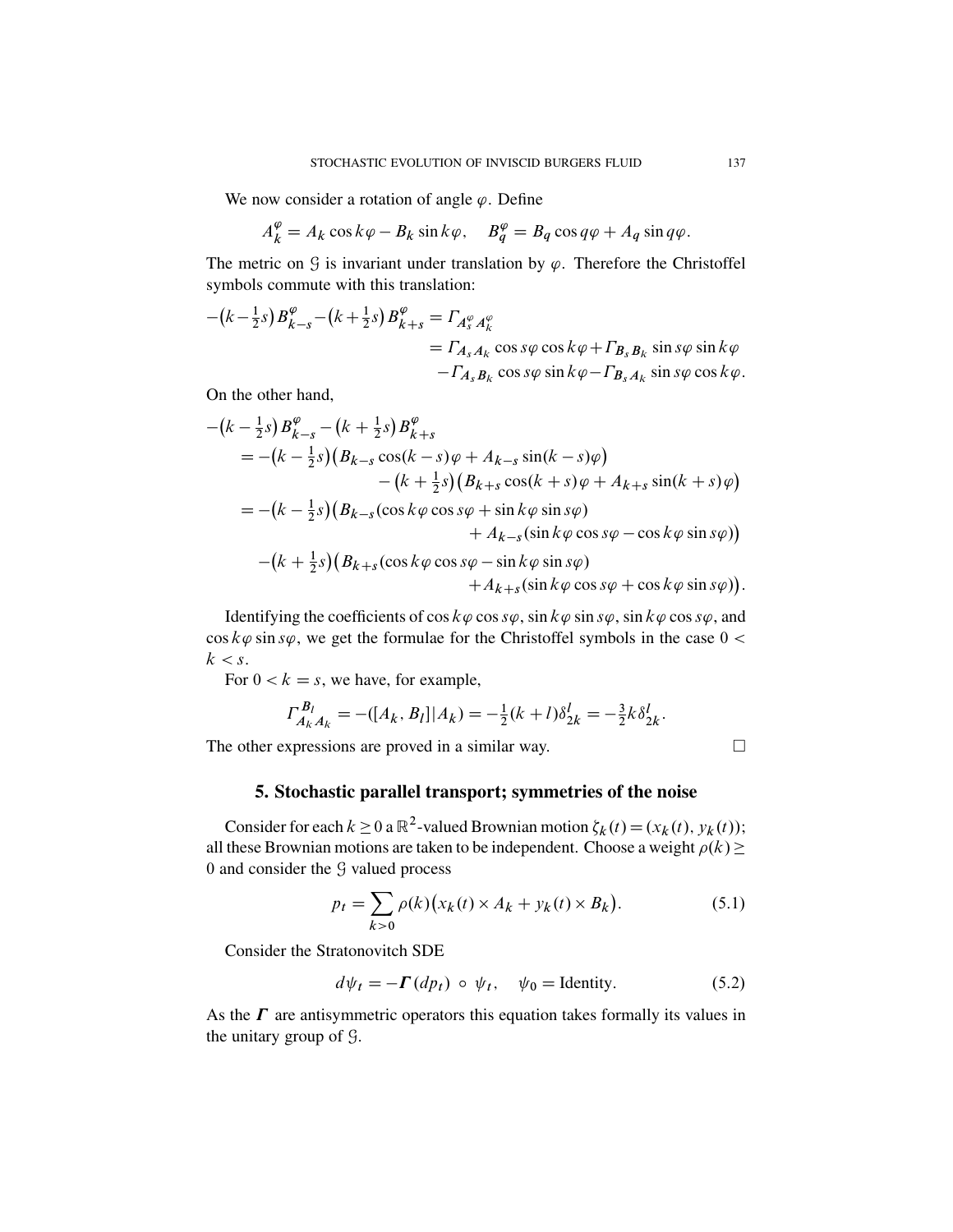We now consider a rotation of angle $\varphi$. Define

$$A_k^\varphi = A_k \cos k\varphi - B_k \sin k\varphi, \quad B_q^\varphi = B_q \cos q\varphi + A_q \sin q\varphi.$$

The metric on $\mathcal{G}$ is invariant under translation by $\varphi$. Therefore the Christoffel symbols commute with this translation:

$$\begin{aligned}
-\big(k-\tfrac{1}{2}s\big) B_{k-s}^\varphi - \big(k+\tfrac{1}{2}s\big) B_{k+s}^\varphi &= \Gamma_{A_s^\varphi A_k^\varphi} \\
&= \Gamma_{A_s A_k} \cos s\varphi \cos k\varphi + \Gamma_{B_s B_k} \sin s\varphi \sin k\varphi \\
&\quad - \Gamma_{A_s B_k} \cos s\varphi \sin k\varphi - \Gamma_{B_s A_k} \sin s\varphi \cos k\varphi.
\end{aligned}$$

On the other hand,

$$\begin{aligned}
&-\big(k-\tfrac{1}{2}s\big) B_{k-s}^\varphi - \big(k+\tfrac{1}{2}s\big) B_{k+s}^\varphi \\
&\quad = -\big(k-\tfrac{1}{2}s\big)\big(B_{k-s}\cos(k-s)\varphi + A_{k-s}\sin(k-s)\varphi\big) \\
&\qquad\qquad - \big(k+\tfrac{1}{2}s\big)\big(B_{k+s}\cos(k+s)\varphi + A_{k+s}\sin(k+s)\varphi\big) \\
&\quad = -\big(k-\tfrac{1}{2}s\big)\big(B_{k-s}(\cos k\varphi \cos s\varphi + \sin k\varphi \sin s\varphi) \\
&\qquad\qquad + A_{k-s}(\sin k\varphi \cos s\varphi - \cos k\varphi \sin s\varphi)\big) \\
&\qquad -\big(k+\tfrac{1}{2}s\big)\big(B_{k+s}(\cos k\varphi \cos s\varphi - \sin k\varphi \sin s\varphi) \\
&\qquad\qquad + A_{k+s}(\sin k\varphi \cos s\varphi + \cos k\varphi \sin s\varphi)\big).
\end{aligned}$$

Identifying the coefficients of $\cos k\varphi \cos s\varphi$, $\sin k\varphi \sin s\varphi$, $\sin k\varphi \cos s\varphi$, and $\cos k\varphi \sin s\varphi$, we get the formulae for the Christoffel symbols in the case $0 < k < s$.

For $0 < k = s$, we have, for example,

$$\Gamma_{A_k A_k}^{B_l} = -([A_k, B_l] | A_k) = -\tfrac{1}{2}(k+l)\delta_{2k}^l = -\tfrac{3}{2}k\delta_{2k}^l.$$

The other expressions are proved in a similar way. □

## 5. Stochastic parallel transport; symmetries of the noise

Consider for each $k \geq 0$ a $\mathbb{R}^2$-valued Brownian motion $\zeta_k(t) = (x_k(t), y_k(t))$; all these Brownian motions are taken to be independent. Choose a weight $\rho(k) \geq 0$ and consider the $\mathcal{G}$ valued process

$$p_t = \sum_{k>0} \rho(k)\big(x_k(t) \times A_k + y_k(t) \times B_k\big). \tag{5.1}$$

Consider the Stratonovitch SDE

$$d\psi_t = -\boldsymbol{\Gamma}(dp_t) \circ \psi_t, \quad \psi_0 = \text{Identity}. \tag{5.2}$$

As the $\boldsymbol{\Gamma}$ are antisymmetric operators this equation takes formally its values in the unitary group of $\mathcal{G}$.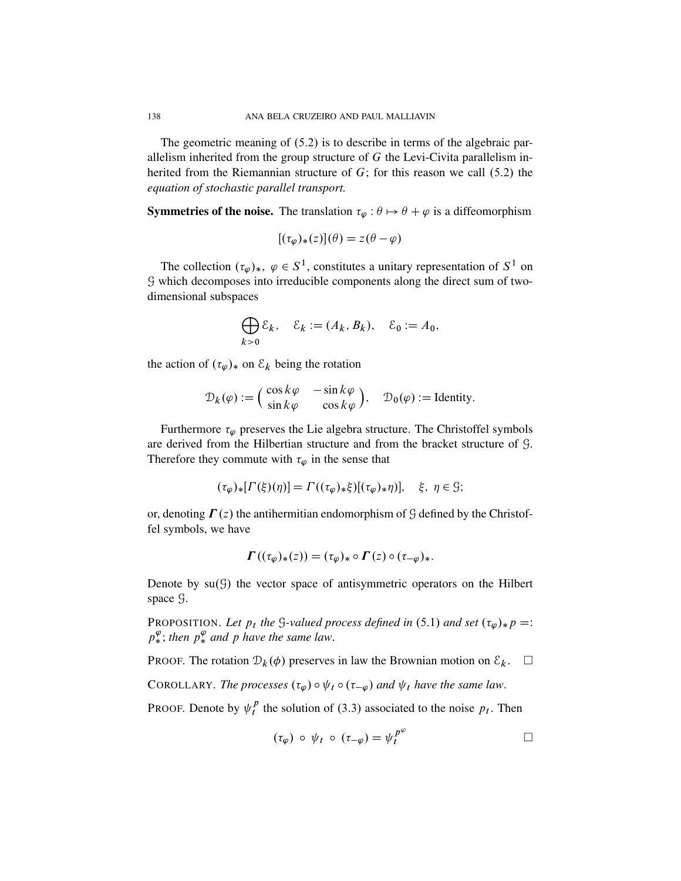The geometric meaning of (5.2) is to describe in terms of the algebraic parallelism inherited from the group structure of $G$ the Levi-Civita parallelism inherited from the Riemannian structure of $G$; for this reason we call (5.2) the *equation of stochastic parallel transport.*

**Symmetries of the noise.** The translation $\tau_\varphi : \theta \mapsto \theta + \varphi$ is a diffeomorphism

$$[(\tau_\varphi)_*(z)](\theta) = z(\theta - \varphi)$$

The collection $(\tau_\varphi)_*,\ \varphi \in S^1$, constitutes a unitary representation of $S^1$ on $\mathcal{G}$ which decomposes into irreducible components along the direct sum of two-dimensional subspaces

$$\bigoplus_{k>0} \mathcal{E}_k, \quad \mathcal{E}_k := (A_k, B_k), \quad \mathcal{E}_0 := A_0,$$

the action of $(\tau_\varphi)_*$ on $\mathcal{E}_k$ being the rotation

$$\mathcal{D}_k(\varphi) := \begin{pmatrix} \cos k\varphi & -\sin k\varphi \\ \sin k\varphi & \cos k\varphi \end{pmatrix}, \quad \mathcal{D}_0(\varphi) := \text{Identity}.$$

Furthermore $\tau_\varphi$ preserves the Lie algebra structure. The Christoffel symbols are derived from the Hilbertian structure and from the bracket structure of $\mathcal{G}$. Therefore they commute with $\tau_\varphi$ in the sense that

$$(\tau_\varphi)_*[\Gamma(\xi)(\eta)] = \Gamma((\tau_\varphi)_*\xi)[(\tau_\varphi)_*\eta)], \quad \xi,\ \eta \in \mathcal{G};$$

or, denoting $\boldsymbol{\Gamma}(z)$ the antihermitian endomorphism of $\mathcal{G}$ defined by the Christoffel symbols, we have

$$\boldsymbol{\Gamma}((\tau_\varphi)_*(z)) = (\tau_\varphi)_* \circ \boldsymbol{\Gamma}(z) \circ (\tau_{-\varphi})_*.$$

Denote by $\mathrm{su}(\mathcal{G})$ the vector space of antisymmetric operators on the Hilbert space $\mathcal{G}$.

PROPOSITION. *Let $p_t$ the $\mathcal{G}$-valued process defined in* (5.1) *and set $(\tau_\varphi)_* p =: p_*^\varphi$; then $p_*^\varphi$ and $p$ have the same law.*

PROOF. The rotation $\mathcal{D}_k(\phi)$ preserves in law the Brownian motion on $\mathcal{E}_k$. $\square$

COROLLARY. *The processes $(\tau_\varphi) \circ \psi_t \circ (\tau_{-\varphi})$ and $\psi_t$ have the same law.*

PROOF. Denote by $\psi_t^p$ the solution of (3.3) associated to the noise $p_t$. Then

$$(\tau_\varphi)\ \circ\ \psi_t\ \circ\ (\tau_{-\varphi}) = \psi_t^{p^\varphi}$$

$\square$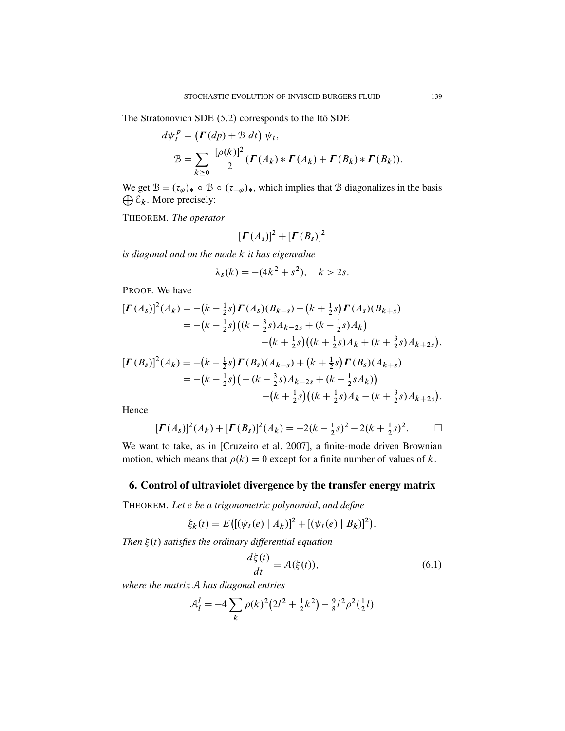The Stratonovich SDE (5.2) corresponds to the Itô SDE

$$
\begin{aligned}
d\psi_t^p &= \big(\boldsymbol{\Gamma}(dp) + \mathcal{B}\, dt\big)\ \psi_t, \\
\mathcal{B} &= \sum_{k \geq 0} \frac{[\rho(k)]^2}{2} (\boldsymbol{\Gamma}(A_k) * \boldsymbol{\Gamma}(A_k) + \boldsymbol{\Gamma}(B_k) * \boldsymbol{\Gamma}(B_k)).
\end{aligned}
$$

We get $\mathcal{B} = (\tau_\varphi)_* \circ \mathcal{B} \circ (\tau_{-\varphi})_*$, which implies that $\mathcal{B}$ diagonalizes in the basis $\bigoplus \mathcal{E}_k$. More precisely:

THEOREM. *The operator*

$$
[\boldsymbol{\Gamma}(A_s)]^2 + [\boldsymbol{\Gamma}(B_s)]^2
$$

*is diagonal and on the mode $k$ it has eigenvalue*

$$
\lambda_s(k) = -(4k^2 + s^2), \quad k > 2s.
$$

PROOF. We have

$$
\begin{aligned}
[\boldsymbol{\Gamma}(A_s)]^2(A_k) &= -\big(k - \tfrac{1}{2}s\big)\boldsymbol{\Gamma}(A_s)(B_{k-s}) - \big(k + \tfrac{1}{2}s\big)\boldsymbol{\Gamma}(A_s)(B_{k+s}) \\
&= -\big(k - \tfrac{1}{2}s\big)\big((k - \tfrac{3}{2}s)A_{k-2s} + (k - \tfrac{1}{2}s)A_k\big) \\
&\qquad\qquad - \big(k + \tfrac{1}{2}s\big)\big((k + \tfrac{1}{2}s)A_k + (k + \tfrac{3}{2}s)A_{k+2s}\big), \\
[\boldsymbol{\Gamma}(B_s)]^2(A_k) &= -\big(k - \tfrac{1}{2}s\big)\boldsymbol{\Gamma}(B_s)(A_{k-s}) + \big(k + \tfrac{1}{2}s\big)\boldsymbol{\Gamma}(B_s)(A_{k+s}) \\
&= -\big(k - \tfrac{1}{2}s\big)\big(-(k - \tfrac{3}{2}s)A_{k-2s} + (k - \tfrac{1}{2}sA_k)\big) \\
&\qquad\qquad - \big(k + \tfrac{1}{2}s\big)\big((k + \tfrac{1}{2}s)A_k - (k + \tfrac{3}{2}s)A_{k+2s}\big).
\end{aligned}
$$

Hence

$$
[\boldsymbol{\Gamma}(A_s)]^2(A_k) + [\boldsymbol{\Gamma}(B_s)]^2(A_k) = -2(k - \tfrac{1}{2}s)^2 - 2(k + \tfrac{1}{2}s)^2. \qquad \square
$$

We want to take, as in [Cruzeiro et al. 2007], a finite-mode driven Brownian motion, which means that $\rho(k) = 0$ except for a finite number of values of $k$.

## 6. Control of ultraviolet divergence by the transfer energy matrix

THEOREM. *Let $e$ be a trigonometric polynomial, and define*

$$
\xi_k(t) = E\big([(\psi_t(e) \mid A_k)]^2 + [(\psi_t(e) \mid B_k)]^2\big).
$$

*Then $\xi(t)$ satisfies the ordinary differential equation*

$$
\frac{d\xi(t)}{dt} = \mathcal{A}(\xi(t)), \tag{6.1}
$$

*where the matrix $\mathcal{A}$ has diagonal entries*

$$
\mathcal{A}_l^l = -4 \sum_k \rho(k)^2 \big(2l^2 + \tfrac{1}{2}k^2\big) - \tfrac{9}{8} l^2 \rho^2(\tfrac{1}{2}l)
$$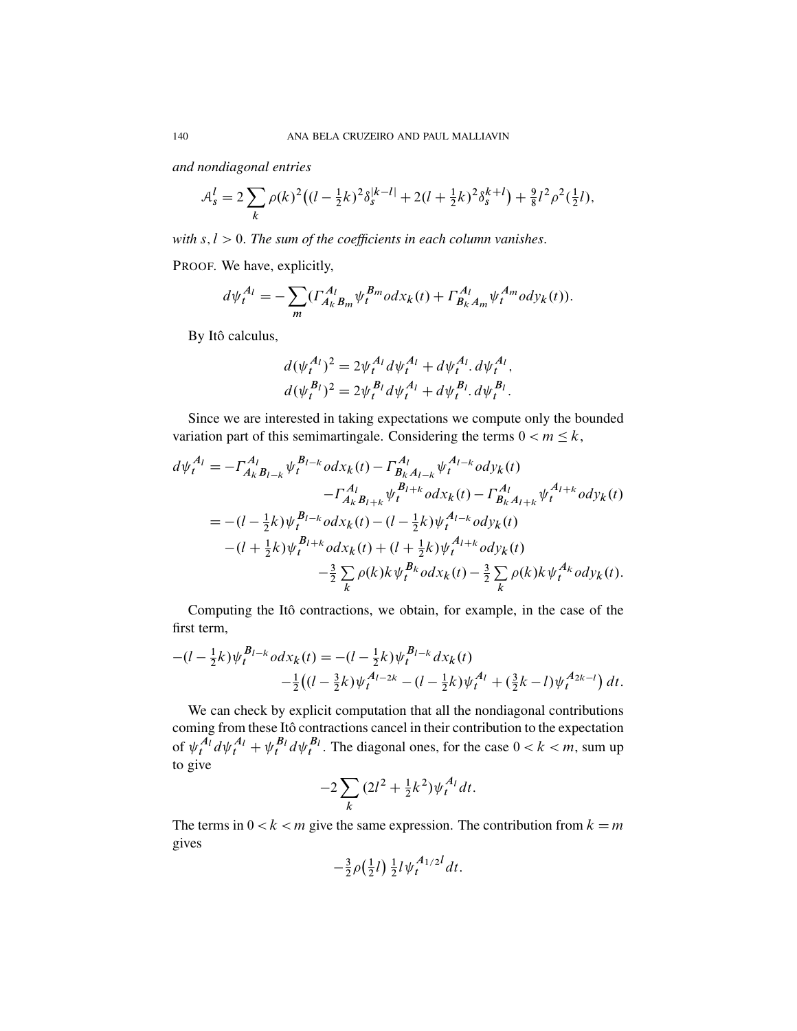*and nondiagonal entries*

$$\mathcal{A}_s^l = 2\sum_k \rho(k)^2\big((l-\tfrac{1}{2}k)^2\delta_s^{|k-l|} + 2(l+\tfrac{1}{2}k)^2\delta_s^{k+l}\big) + \tfrac{9}{8}l^2\rho^2(\tfrac{1}{2}l),$$

*with $s, l > 0$. The sum of the coefficients in each column vanishes.*

PROOF. We have, explicitly,

$$d\psi_t^{A_l} = -\sum_m (\Gamma_{A_k B_m}^{A_l}\psi_t^{B_m} o dx_k(t) + \Gamma_{B_k A_m}^{A_l}\psi_t^{A_m} o dy_k(t)).$$

By Itô calculus,

$$d(\psi_t^{A_l})^2 = 2\psi_t^{A_l} d\psi_t^{A_l} + d\psi_t^{A_l}.\, d\psi_t^{A_l},$$
$$d(\psi_t^{B_l})^2 = 2\psi_t^{B_l} d\psi_t^{A_l} + d\psi_t^{B_l}.\, d\psi_t^{B_l}.$$

Since we are interested in taking expectations we compute only the bounded variation part of this semimartingale. Considering the terms $0 < m \le k$,

$$\begin{aligned}
d\psi_t^{A_l} &= -\Gamma_{A_k B_{l-k}}^{A_l}\psi_t^{B_{l-k}} o dx_k(t) - \Gamma_{B_k A_{l-k}}^{A_l}\psi_t^{A_{l-k}} o dy_k(t) \\
&\qquad - \Gamma_{A_k B_{l+k}}^{A_l}\psi_t^{B_{l+k}} o dx_k(t) - \Gamma_{B_k A_{l+k}}^{A_l}\psi_t^{A_{l+k}} o dy_k(t) \\
&= -(l-\tfrac{1}{2}k)\psi_t^{B_{l-k}} o dx_k(t) - (l-\tfrac{1}{2}k)\psi_t^{A_{l-k}} o dy_k(t) \\
&\quad - (l+\tfrac{1}{2}k)\psi_t^{B_{l+k}} o dx_k(t) + (l+\tfrac{1}{2}k)\psi_t^{A_{l+k}} o dy_k(t) \\
&\qquad - \tfrac{3}{2}\sum_k \rho(k)k\psi_t^{B_k} o dx_k(t) - \tfrac{3}{2}\sum_k \rho(k)k\psi_t^{A_k} o dy_k(t).
\end{aligned}$$

Computing the Itô contractions, we obtain, for example, in the case of the first term,

$$\begin{aligned}
-(l-\tfrac{1}{2}k)\psi_t^{B_{l-k}} o dx_k(t) &= -(l-\tfrac{1}{2}k)\psi_t^{B_{l-k}} dx_k(t) \\
&\quad - \tfrac{1}{2}\big((l-\tfrac{3}{2}k)\psi_t^{A_{l-2k}} - (l-\tfrac{1}{2}k)\psi_t^{A_l} + (\tfrac{3}{2}k-l)\psi_t^{A_{2k-l}}\big)\, dt.
\end{aligned}$$

We can check by explicit computation that all the nondiagonal contributions coming from these Itô contractions cancel in their contribution to the expectation of $\psi_t^{A_l} d\psi_t^{A_l} + \psi_t^{B_l} d\psi_t^{B_l}$. The diagonal ones, for the case $0 < k < m$, sum up to give

$$-2\sum_k (2l^2 + \tfrac{1}{2}k^2)\psi_t^{A_l}\, dt.$$

The terms in $0 < k < m$ give the same expression. The contribution from $k = m$ gives

$$-\tfrac{3}{2}\rho\big(\tfrac{1}{2}l\big)\,\tfrac{1}{2}l\psi_t^{A_{1/2}l}\, dt.$$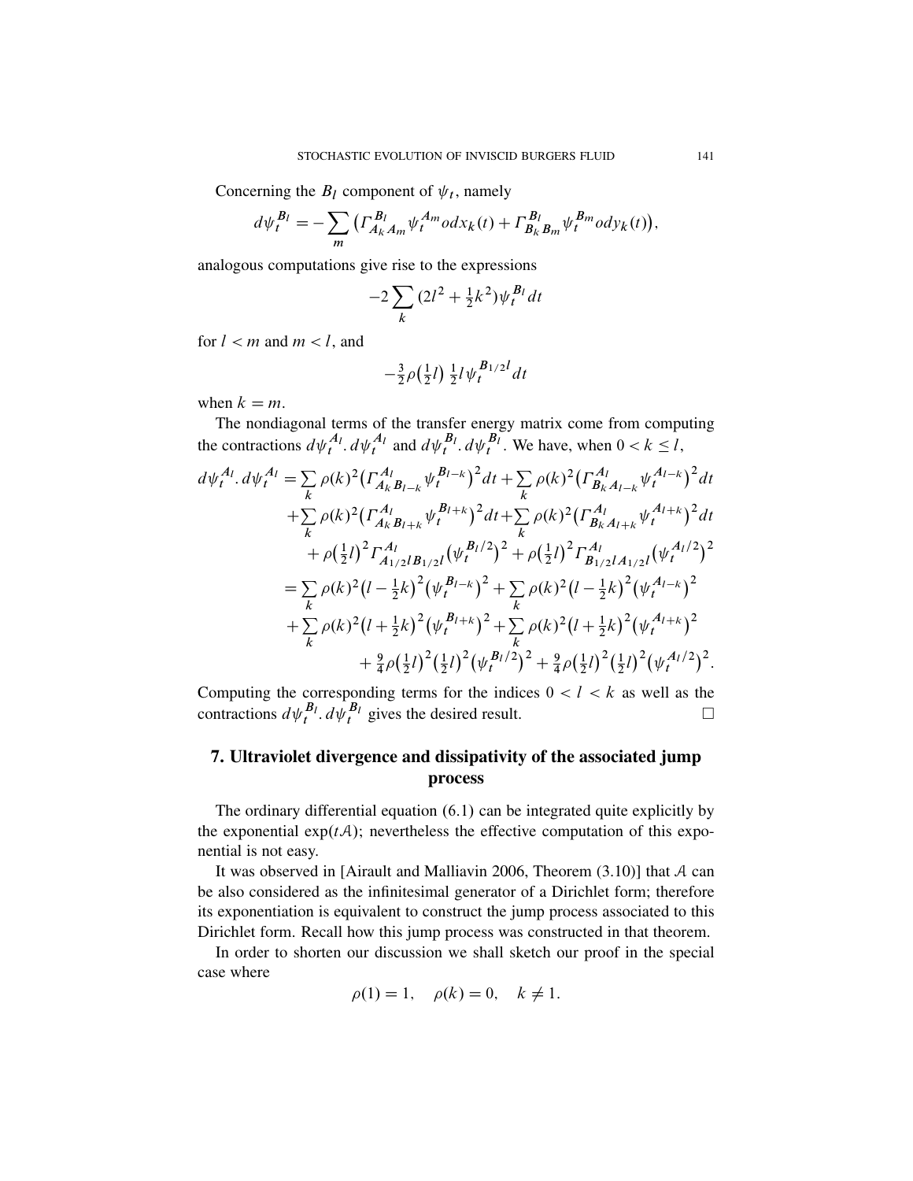Concerning the $B_l$ component of $\psi_t$, namely

$$d\psi_t^{B_l} = -\sum_m \left(\Gamma_{A_k A_m}^{B_l} \psi_t^{A_m} o dx_k(t) + \Gamma_{B_k B_m}^{B_l} \psi_t^{B_m} o dy_k(t)\right),$$

analogous computations give rise to the expressions

$$-2 \sum_k (2l^2 + \tfrac{1}{2}k^2) \psi_t^{B_l} dt$$

for $l < m$ and $m < l$, and

$$-\tfrac{3}{2}\rho\big(\tfrac{1}{2}l\big)\, \tfrac{1}{2}l\, \psi_t^{B_{1/2}l} dt$$

when $k = m$.

The nondiagonal terms of the transfer energy matrix come from computing the contractions $d\psi_t^{A_l}.\, d\psi_t^{A_l}$ and $d\psi_t^{B_l}.\, d\psi_t^{B_l}$. We have, when $0 < k \le l$,

$$\begin{aligned}
d\psi_t^{A_l}.\, d\psi_t^{A_l} &= \sum_k \rho(k)^2 \big(\Gamma_{A_k B_{l-k}}^{A_l} \psi_t^{B_{l-k}}\big)^2 dt + \sum_k \rho(k)^2 \big(\Gamma_{B_k A_{l-k}}^{A_l} \psi_t^{A_{l-k}}\big)^2 dt \\
&\quad + \sum_k \rho(k)^2 \big(\Gamma_{A_k B_{l+k}}^{A_l} \psi_t^{B_{l+k}}\big)^2 dt + \sum_k \rho(k)^2 \big(\Gamma_{B_k A_{l+k}}^{A_l} \psi_t^{A_{l+k}}\big)^2 dt \\
&\quad + \rho\big(\tfrac{1}{2}l\big)^2 \Gamma_{A_{1/2}l B_{1/2}l}^{A_l} \big(\psi_t^{B_l/2}\big)^2 + \rho\big(\tfrac{1}{2}l\big)^2 \Gamma_{B_{1/2}l A_{1/2}l}^{A_l} \big(\psi_t^{A_l/2}\big)^2 \\
&= \sum_k \rho(k)^2 \big(l - \tfrac{1}{2}k\big)^2 \big(\psi_t^{B_{l-k}}\big)^2 + \sum_k \rho(k)^2 \big(l - \tfrac{1}{2}k\big)^2 \big(\psi_t^{A_{l-k}}\big)^2 \\
&\quad + \sum_k \rho(k)^2 \big(l + \tfrac{1}{2}k\big)^2 \big(\psi_t^{B_{l+k}}\big)^2 + \sum_k \rho(k)^2 \big(l + \tfrac{1}{2}k\big)^2 \big(\psi_t^{A_{l+k}}\big)^2 \\
&\quad + \tfrac{9}{4}\rho\big(\tfrac{1}{2}l\big)^2 \big(\tfrac{1}{2}l\big)^2 \big(\psi_t^{B_l/2}\big)^2 + \tfrac{9}{4}\rho\big(\tfrac{1}{2}l\big)^2 \big(\tfrac{1}{2}l\big)^2 \big(\psi_t^{A_l/2}\big)^2.
\end{aligned}$$

Computing the corresponding terms for the indices $0 < l < k$ as well as the contractions $d\psi_t^{B_l}.\, d\psi_t^{B_l}$ gives the desired result. □

## 7. Ultraviolet divergence and dissipativity of the associated jump process

The ordinary differential equation (6.1) can be integrated quite explicitly by the exponential $\exp(t\mathcal{A})$; nevertheless the effective computation of this exponential is not easy.

It was observed in [Airault and Malliavin 2006, Theorem (3.10)] that $\mathcal{A}$ can be also considered as the infinitesimal generator of a Dirichlet form; therefore its exponentiation is equivalent to construct the jump process associated to this Dirichlet form. Recall how this jump process was constructed in that theorem.

In order to shorten our discussion we shall sketch our proof in the special case where

$$\rho(1) = 1, \quad \rho(k) = 0, \quad k \ne 1.$$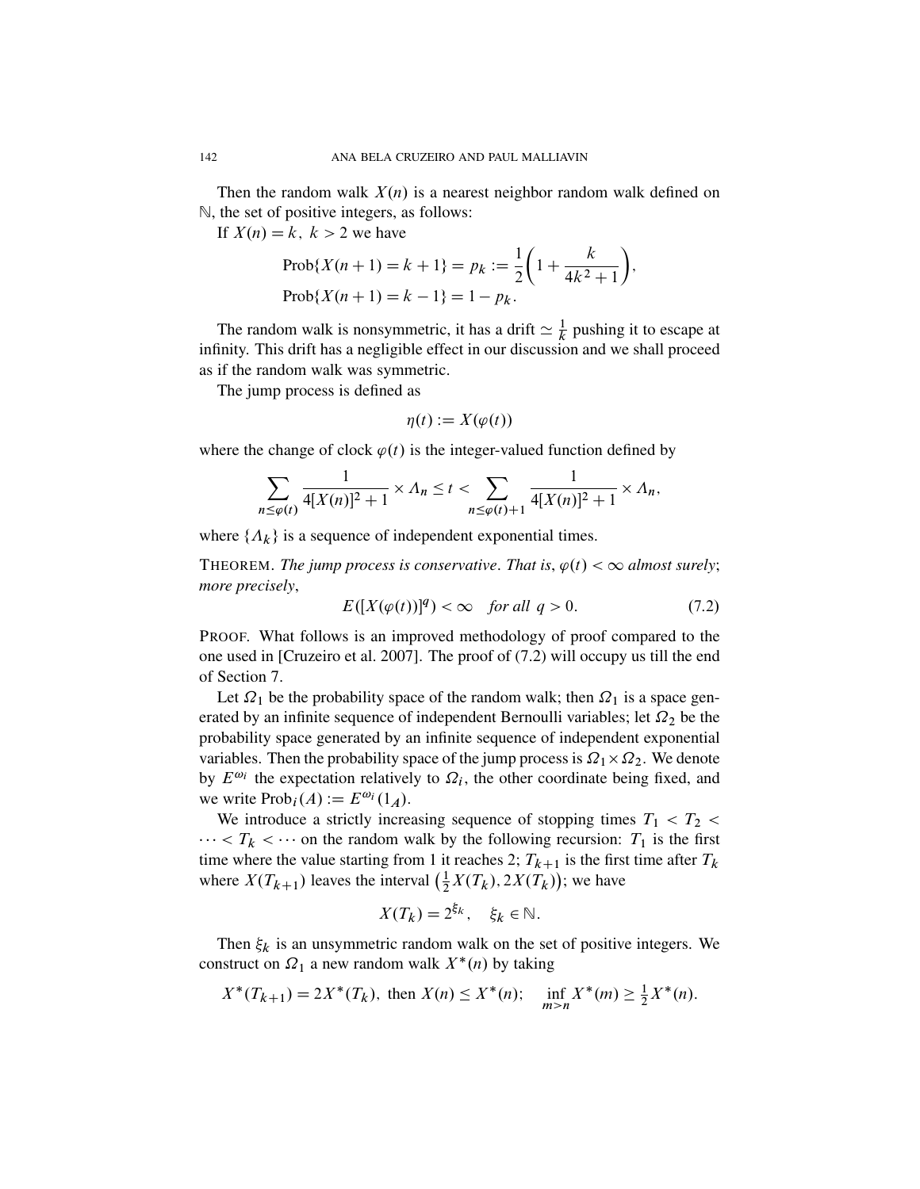Then the random walk $X(n)$ is a nearest neighbor random walk defined on $\mathbb{N}$, the set of positive integers, as follows:

If $X(n) = k,\ k > 2$ we have

$$\begin{aligned}
&\text{Prob}\{X(n+1) = k+1\} = p_k := \frac{1}{2}\left(1 + \frac{k}{4k^2+1}\right),\\
&\text{Prob}\{X(n+1) = k-1\} = 1 - p_k.
\end{aligned}$$

The random walk is nonsymmetric, it has a drift $\simeq \frac{1}{k}$ pushing it to escape at infinity. This drift has a negligible effect in our discussion and we shall proceed as if the random walk was symmetric.

The jump process is defined as

$$\eta(t) := X(\varphi(t))$$

where the change of clock $\varphi(t)$ is the integer-valued function defined by

$$\sum_{n \le \varphi(t)} \frac{1}{4[X(n)]^2+1} \times \Lambda_n \le t < \sum_{n \le \varphi(t)+1} \frac{1}{4[X(n)]^2+1} \times \Lambda_n,$$

where $\{\Lambda_k\}$ is a sequence of independent exponential times.

THEOREM. *The jump process is conservative. That is*, $\varphi(t) < \infty$ *almost surely*; *more precisely*,

$$E([X(\varphi(t))]^q) < \infty \quad \textit{for all } q > 0. \tag{7.2}$$

PROOF. What follows is an improved methodology of proof compared to the one used in [Cruzeiro et al. 2007]. The proof of (7.2) will occupy us till the end of Section 7.

Let $\Omega_1$ be the probability space of the random walk; then $\Omega_1$ is a space generated by an infinite sequence of independent Bernoulli variables; let $\Omega_2$ be the probability space generated by an infinite sequence of independent exponential variables. Then the probability space of the jump process is $\Omega_1 \times \Omega_2$. We denote by $E^{\omega_i}$ the expectation relatively to $\Omega_i$, the other coordinate being fixed, and we write $\text{Prob}_i(A) := E^{\omega_i}(1_A)$.

We introduce a strictly increasing sequence of stopping times $T_1 < T_2 < \cdots < T_k < \cdots$ on the random walk by the following recursion: $T_1$ is the first time where the value starting from 1 it reaches 2; $T_{k+1}$ is the first time after $T_k$ where $X(T_{k+1})$ leaves the interval $\left(\frac{1}{2}X(T_k), 2X(T_k)\right)$; we have

$$X(T_k) = 2^{\xi_k}, \quad \xi_k \in \mathbb{N}.$$

Then $\xi_k$ is an unsymmetric random walk on the set of positive integers. We construct on $\Omega_1$ a new random walk $X^*(n)$ by taking

$$X^*(T_{k+1}) = 2X^*(T_k), \text{ then } X(n) \le X^*(n); \quad \inf_{m>n} X^*(m) \ge \tfrac{1}{2}X^*(n).$$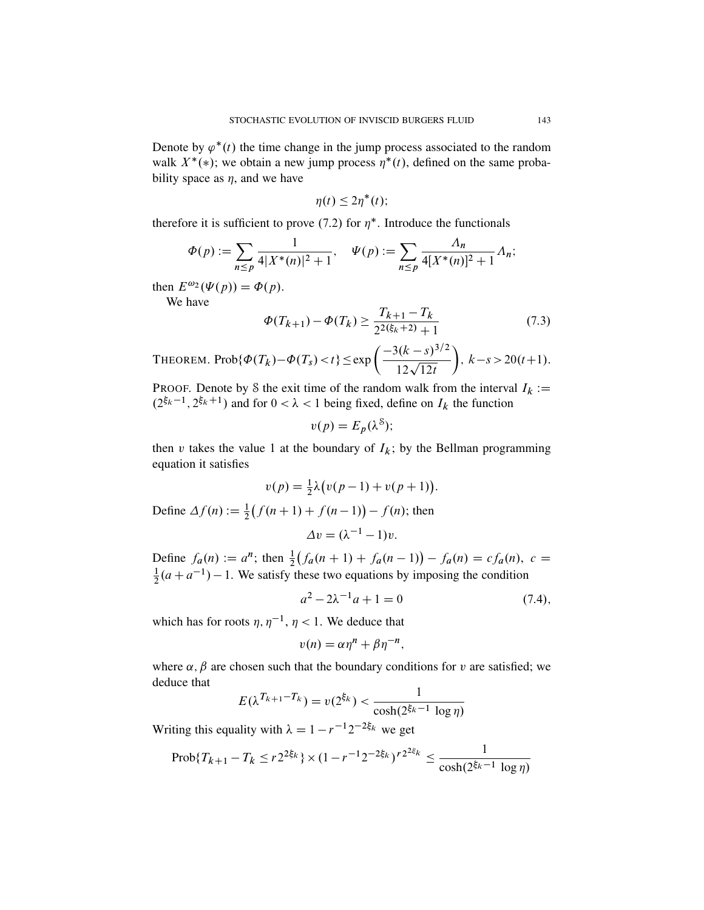Denote by $\varphi^*(t)$ the time change in the jump process associated to the random walk $X^*(*)$; we obtain a new jump process $\eta^*(t)$, defined on the same probability space as $\eta$, and we have

$$\eta(t) \leq 2\eta^*(t);$$

therefore it is sufficient to prove (7.2) for $\eta^*$. Introduce the functionals

$$\Phi(p) := \sum_{n \leq p} \frac{1}{4|X^*(n)|^2 + 1}, \quad \Psi(p) := \sum_{n \leq p} \frac{\Lambda_n}{4[X^*(n)]^2 + 1} \Lambda_n;$$

then $E^{\omega_2}(\Psi(p)) = \Phi(p)$.

We have

$$\Phi(T_{k+1}) - \Phi(T_k) \geq \frac{T_{k+1} - T_k}{2^{2(\xi_k+2)} + 1} \tag{7.3}$$

THEOREM. $\text{Prob}\{\Phi(T_k) - \Phi(T_s) < t\} \leq \exp\left(\dfrac{-3(k-s)^{3/2}}{12\sqrt{12t}}\right), \; k - s > 20(t+1).$

PROOF. Denote by $\mathcal{S}$ the exit time of the random walk from the interval $I_k := (2^{\xi_k - 1}, 2^{\xi_k + 1})$ and for $0 < \lambda < 1$ being fixed, define on $I_k$ the function

$$v(p) = E_p(\lambda^{\mathcal{S}});$$

then $v$ takes the value 1 at the boundary of $I_k$; by the Bellman programming equation it satisfies

$$v(p) = \tfrac{1}{2}\lambda\big(v(p-1) + v(p+1)\big).$$

Define $\Delta f(n) := \frac{1}{2}\big(f(n+1) + f(n-1)\big) - f(n)$; then

$$\Delta v = (\lambda^{-1} - 1)v.$$

Define $f_a(n) := a^n$; then $\frac{1}{2}\big(f_a(n+1) + f_a(n-1)\big) - f_a(n) = c f_a(n),\; c = \frac{1}{2}(a + a^{-1}) - 1$. We satisfy these two equations by imposing the condition

$$a^2 - 2\lambda^{-1}a + 1 = 0 \tag{7.4},$$

which has for roots $\eta, \eta^{-1}, \eta < 1$. We deduce that

$$v(n) = \alpha\eta^n + \beta\eta^{-n},$$

where $\alpha, \beta$ are chosen such that the boundary conditions for $v$ are satisfied; we deduce that

$$E(\lambda^{T_{k+1} - T_k}) = v(2^{\xi_k}) < \frac{1}{\cosh(2^{\xi_k - 1}\, \log \eta)}$$

Writing this equality with $\lambda = 1 - r^{-1}2^{-2\xi_k}$ we get

$$\text{Prob}\{T_{k+1} - T_k \leq r2^{2\xi_k}\} \times (1 - r^{-1}2^{-2\xi_k})^{r2^{2\xi_k}} \leq \frac{1}{\cosh(2^{\xi_k - 1}\, \log \eta)}$$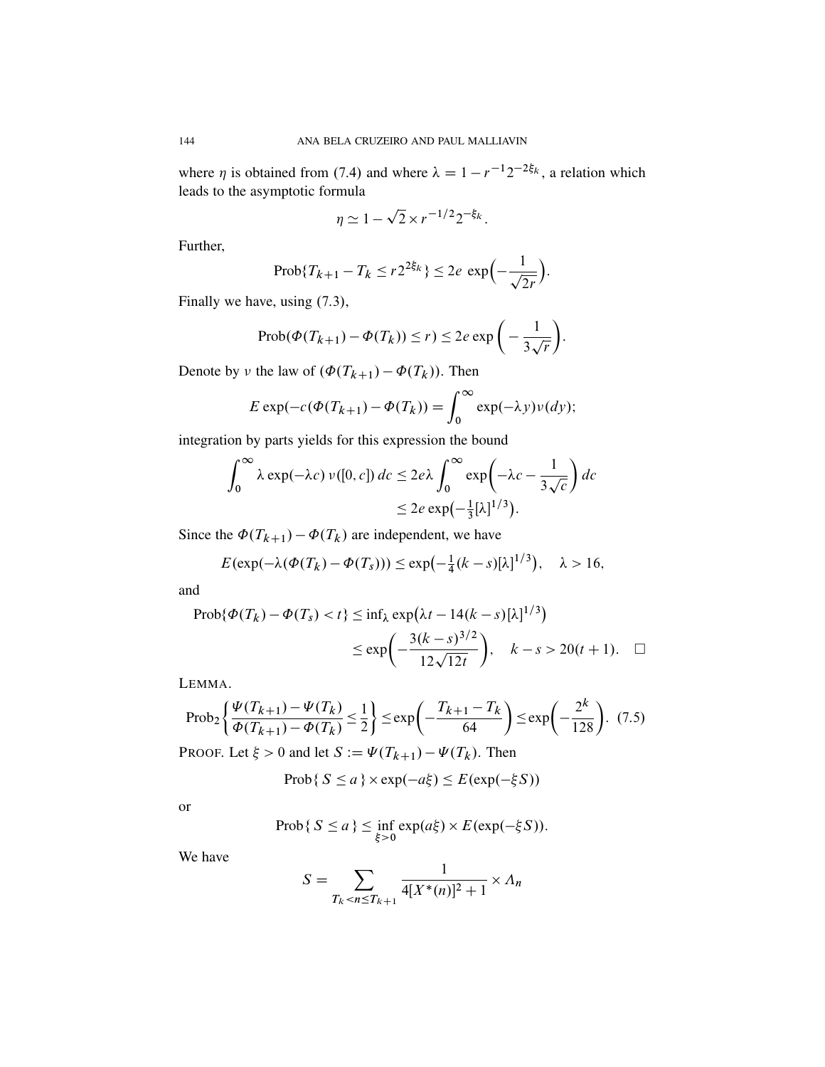where $\eta$ is obtained from (7.4) and where $\lambda = 1 - r^{-1}2^{-2\xi_k}$, a relation which leads to the asymptotic formula

$$\eta \simeq 1 - \sqrt{2} \times r^{-1/2} 2^{-\xi_k}.$$

Further,

$$\operatorname{Prob}\{T_{k+1} - T_k \leq r 2^{2\xi_k}\} \leq 2e \, \exp\Big(-\frac{1}{\sqrt{2r}}\Big).$$

Finally we have, using (7.3),

$$\operatorname{Prob}(\Phi(T_{k+1}) - \Phi(T_k)) \leq r) \leq 2e \exp\bigg(-\frac{1}{3\sqrt{r}}\bigg).$$

Denote by $\nu$ the law of $(\Phi(T_{k+1}) - \Phi(T_k))$. Then

$$E \exp(-c(\Phi(T_{k+1}) - \Phi(T_k)) = \int_0^\infty \exp(-\lambda y)\nu(dy);$$

integration by parts yields for this expression the bound

$$\int_0^\infty \lambda \exp(-\lambda c) \, \nu([0, c]) \, dc \leq 2e\lambda \int_0^\infty \exp\bigg(-\lambda c - \frac{1}{3\sqrt{c}}\bigg) \, dc$$
$$\leq 2e \exp\big(-\tfrac{1}{3}[\lambda]^{1/3}\big).$$

Since the $\Phi(T_{k+1}) - \Phi(T_k)$ are independent, we have

$$E(\exp(-\lambda(\Phi(T_k) - \Phi(T_s))) \leq \exp\big(-\tfrac{1}{4}(k-s)[\lambda]^{1/3}\big), \quad \lambda > 16,$$

and

$$\operatorname{Prob}\{\Phi(T_k) - \Phi(T_s) < t\} \leq \inf_\lambda \exp\big(\lambda t - 14(k-s)[\lambda]^{1/3}\big)$$
$$\leq \exp\bigg(-\frac{3(k-s)^{3/2}}{12\sqrt{12t}}\bigg), \quad k - s > 20(t+1). \quad \square$$

LEMMA.

$$\operatorname{Prob}_2\bigg\{\frac{\Psi(T_{k+1}) - \Psi(T_k)}{\Phi(T_{k+1}) - \Phi(T_k)} \leq \frac{1}{2}\bigg\} \leq \exp\bigg(-\frac{T_{k+1} - T_k}{64}\bigg) \leq \exp\bigg(-\frac{2^k}{128}\bigg). \quad (7.5)$$

PROOF. Let $\xi > 0$ and let $S := \Psi(T_{k+1}) - \Psi(T_k)$. Then

$$\operatorname{Prob}\{\, S \leq a \,\} \times \exp(-a\xi) \leq E(\exp(-\xi S))$$

or

$$\operatorname{Prob}\{\, S \leq a \,\} \leq \inf_{\xi > 0} \exp(a\xi) \times E(\exp(-\xi S)).$$

We have

$$S = \sum_{T_k < n \leq T_{k+1}} \frac{1}{4[X^*(n)]^2 + 1} \times \Lambda_n$$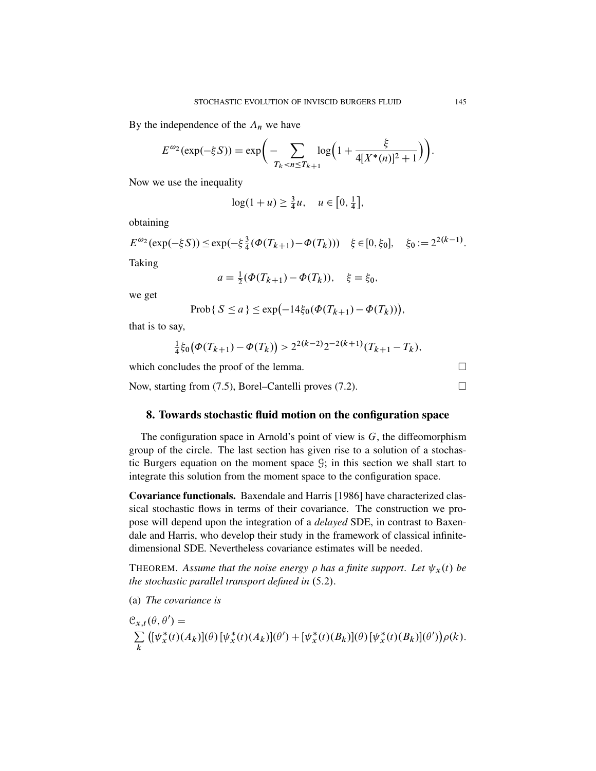By the independence of the $\Lambda_n$ we have

$$E^{\omega_2}(\exp(-\xi S)) = \exp\Big(-\sum_{T_k < n \le T_{k+1}} \log\Big(1 + \frac{\xi}{4[X^*(n)]^2 + 1}\Big)\Big).$$

Now we use the inequality

$$\log(1+u) \ge \tfrac{3}{4}u, \quad u \in \big[0, \tfrac{1}{4}\big],$$

obtaining

$$E^{\omega_2}(\exp(-\xi S)) \le \exp(-\xi \tfrac{3}{4}(\Phi(T_{k+1}) - \Phi(T_k))) \quad \xi \in [0, \xi_0], \quad \xi_0 := 2^{2(k-1)}.$$

Taking

$$a = \tfrac{1}{2}(\Phi(T_{k+1}) - \Phi(T_k)), \quad \xi = \xi_0,$$

we get

$$\text{Prob}\{ S \le a \} \le \exp\big(-14\xi_0(\Phi(T_{k+1}) - \Phi(T_k))\big),$$

that is to say,

$$\tfrac{1}{4}\xi_0\big(\Phi(T_{k+1}) - \Phi(T_k)\big) > 2^{2(k-2)}2^{-2(k+1)}(T_{k+1} - T_k),$$

which concludes the proof of the lemma. □

Now, starting from (7.5), Borel–Cantelli proves (7.2). □

## 8. Towards stochastic fluid motion on the configuration space

The configuration space in Arnold's point of view is $G$, the diffeomorphism group of the circle. The last section has given rise to a solution of a stochastic Burgers equation on the moment space $\mathcal{G}$; in this section we shall start to integrate this solution from the moment space to the configuration space.

**Covariance functionals.** Baxendale and Harris [1986] have characterized classical stochastic flows in terms of their covariance. The construction we propose will depend upon the integration of a *delayed* SDE, in contrast to Baxendale and Harris, who develop their study in the framework of classical infinite-dimensional SDE. Nevertheless covariance estimates will be needed.

THEOREM. *Assume that the noise energy $\rho$ has a finite support. Let $\psi_x(t)$ be the stochastic parallel transport defined in* (5.2).

(a) *The covariance is*

$$\mathcal{C}_{x,t}(\theta, \theta') = \sum_k \big([\psi_x^*(t)(A_k)](\theta)\,[\psi_x^*(t)(A_k)](\theta') + [\psi_x^*(t)(B_k)](\theta)\,[\psi_x^*(t)(B_k)](\theta')\big)\rho(k).$$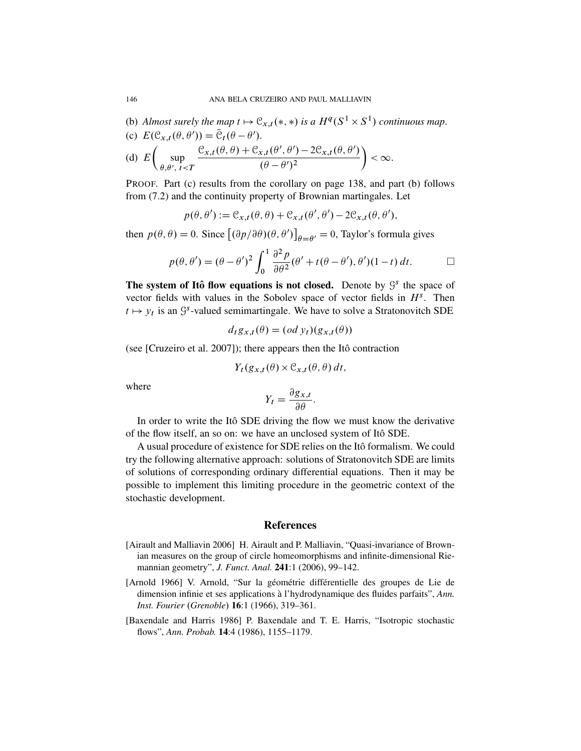(b) *Almost surely the map* $t \mapsto \mathcal{C}_{x,t}(*,*)$ *is a* $H^q(S^1 \times S^1)$ *continuous map.*

(c) $E(\mathcal{C}_{x,t}(\theta,\theta')) = \bar{\mathcal{C}}_t(\theta - \theta')$.

(d) $$E\left( \sup_{\theta,\theta',\, t<T} \frac{\mathcal{C}_{x,t}(\theta,\theta) + \mathcal{C}_{x,t}(\theta',\theta') - 2\mathcal{C}_{x,t}(\theta,\theta')}{(\theta-\theta')^2} \right) < \infty.$$

PROOF. Part (c) results from the corollary on page 138, and part (b) follows from (7.2) and the continuity property of Brownian martingales. Let

$$p(\theta,\theta') := \mathcal{C}_{x,t}(\theta,\theta) + \mathcal{C}_{x,t}(\theta',\theta') - 2\mathcal{C}_{x,t}(\theta,\theta'),$$

then $p(\theta,\theta) = 0$. Since $\left[(\partial p/\partial\theta)(\theta,\theta')\right]_{\theta=\theta'} = 0$, Taylor's formula gives

$$p(\theta,\theta') = (\theta-\theta')^2 \int_0^1 \frac{\partial^2 p}{\partial \theta^2}(\theta' + t(\theta-\theta'),\theta')(1-t)\,dt. \qquad \square$$

**The system of Itô flow equations is not closed.** Denote by $\mathcal{G}^s$ the space of vector fields with values in the Sobolev space of vector fields in $H^s$. Then $t \mapsto y_t$ is an $\mathcal{G}^s$-valued semimartingale. We have to solve a Stratonovitch SDE

$$d_t g_{x,t}(\theta) = (od\, y_t)(g_{x,t}(\theta))$$

(see [Cruzeiro et al. 2007]); there appears then the Itô contraction

$$Y_t(g_{x,t}(\theta) \times \mathcal{C}_{x,t}(\theta,\theta)\,dt,$$

where

$$Y_t = \frac{\partial g_{x,t}}{\partial \theta}.$$

In order to write the Itô SDE driving the flow we must know the derivative of the flow itself, an so on: we have an unclosed system of Itô SDE.

A usual procedure of existence for SDE relies on the Itô formalism. We could try the following alternative approach: solutions of Stratonovitch SDE are limits of solutions of corresponding ordinary differential equations. Then it may be possible to implement this limiting procedure in the geometric context of the stochastic development.

## References

[Airault and Malliavin 2006] H. Airault and P. Malliavin, "Quasi-invariance of Brownian measures on the group of circle homeomorphisms and infinite-dimensional Riemannian geometry", *J. Funct. Anal.* **241**:1 (2006), 99–142.

[Arnold 1966] V. Arnold, "Sur la géométrie différentielle des groupes de Lie de dimension infinie et ses applications à l'hydrodynamique des fluides parfaits", *Ann. Inst. Fourier* (*Grenoble*) **16**:1 (1966), 319–361.

[Baxendale and Harris 1986] P. Baxendale and T. E. Harris, "Isotropic stochastic flows", *Ann. Probab.* **14**:4 (1986), 1155–1179.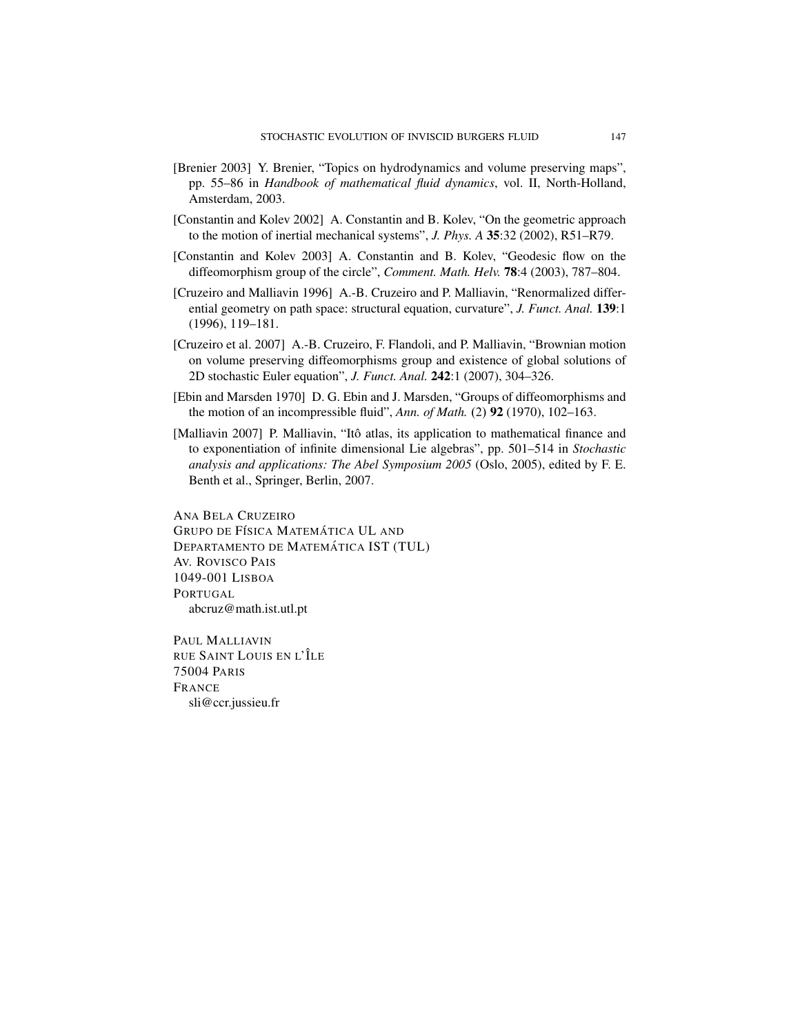[Brenier 2003] Y. Brenier, "Topics on hydrodynamics and volume preserving maps", pp. 55–86 in *Handbook of mathematical fluid dynamics*, vol. II, North-Holland, Amsterdam, 2003.

[Constantin and Kolev 2002] A. Constantin and B. Kolev, "On the geometric approach to the motion of inertial mechanical systems", *J. Phys. A* **35**:32 (2002), R51–R79.

[Constantin and Kolev 2003] A. Constantin and B. Kolev, "Geodesic flow on the diffeomorphism group of the circle", *Comment. Math. Helv.* **78**:4 (2003), 787–804.

[Cruzeiro and Malliavin 1996] A.-B. Cruzeiro and P. Malliavin, "Renormalized differential geometry on path space: structural equation, curvature", *J. Funct. Anal.* **139**:1 (1996), 119–181.

[Cruzeiro et al. 2007] A.-B. Cruzeiro, F. Flandoli, and P. Malliavin, "Brownian motion on volume preserving diffeomorphisms group and existence of global solutions of 2D stochastic Euler equation", *J. Funct. Anal.* **242**:1 (2007), 304–326.

[Ebin and Marsden 1970] D. G. Ebin and J. Marsden, "Groups of diffeomorphisms and the motion of an incompressible fluid", *Ann. of Math.* (2) **92** (1970), 102–163.

[Malliavin 2007] P. Malliavin, "Itô atlas, its application to mathematical finance and to exponentiation of infinite dimensional Lie algebras", pp. 501–514 in *Stochastic analysis and applications: The Abel Symposium 2005* (Oslo, 2005), edited by F. E. Benth et al., Springer, Berlin, 2007.

ANA BELA CRUZEIRO
GRUPO DE FÍSICA MATEMÁTICA UL AND
DEPARTAMENTO DE MATEMÁTICA IST (TUL)
AV. ROVISCO PAIS
1049-001 LISBOA
PORTUGAL
abcruz@math.ist.utl.pt

PAUL MALLIAVIN
RUE SAINT LOUIS EN L'ÎLE
75004 PARIS
FRANCE
sli@ccr.jussieu.fr